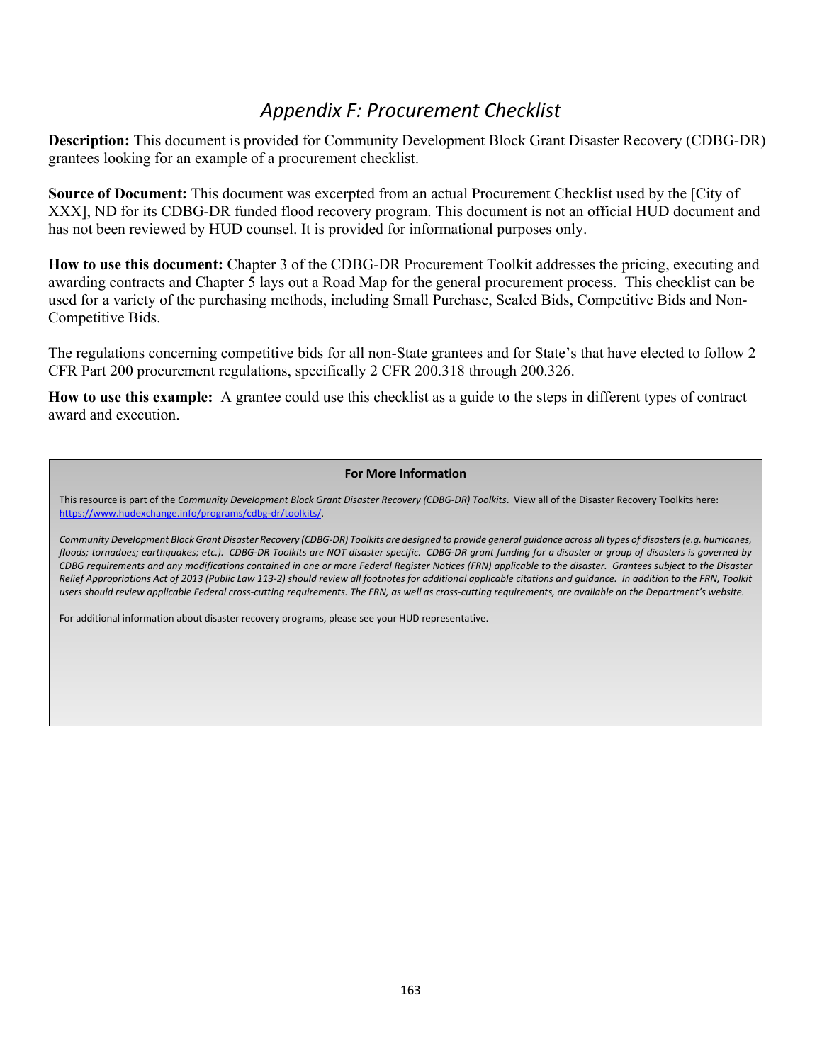# *Appendix F: Procurement Checklist*

**Description:** This document is provided for Community Development Block Grant Disaster Recovery (CDBG-DR) grantees looking for an example of a procurement checklist.

**Source of Document:** This document was excerpted from an actual Procurement Checklist used by the [City of XXX], ND for its CDBG-DR funded flood recovery program. This document is not an official HUD document and has not been reviewed by HUD counsel. It is provided for informational purposes only.

**How to use this document:** Chapter 3 of the CDBG-DR Procurement Toolkit addresses the pricing, executing and awarding contracts and Chapter 5 lays out a Road Map for the general procurement process. This checklist can be used for a variety of the purchasing methods, including Small Purchase, Sealed Bids, Competitive Bids and Non-Competitive Bids.

The regulations concerning competitive bids for all non-State grantees and for State's that have elected to follow 2 CFR Part 200 procurement regulations, specifically 2 CFR 200.318 through 200.326.

**How to use this example:** A grantee could use this checklist as a guide to the steps in different types of contract award and execution.

---

**For More Information**

This resource is part of the *Community Development Block Grant Disaster Recovery (CDBG-DR) Toolkits*. View all of the Disaster Recovery Toolkits here: https://www.hudexchange.info/programs/cdbg-dr/toolkits/.

*Community Development Block Grant Disaster Recovery (CDBG-DR) Toolkits are designed to provide general guidance across all types of disasters (e.g. hurricanes, floods; tornadoes; earthquakes; etc.). CDBG-DR Toolkits are NOT disaster specific. CDBG-DR grant funding for a disaster or group of disasters is governed by CDBG requirements and any modifications contained in one or more Federal Register Notices (FRN) applicable to the disaster. Grantees subject to the Disaster Relief Appropriations Act of 2013 (Public Law 113-2) should review all footnotes for additional applicable citations and guidance. In addition to the FRN, Toolkit users should review applicable Federal cross-cutting requirements. The FRN, as well as cross-cutting requirements, are available on the Department's website.*

For additional information about disaster recovery programs, please see your HUD representative.

---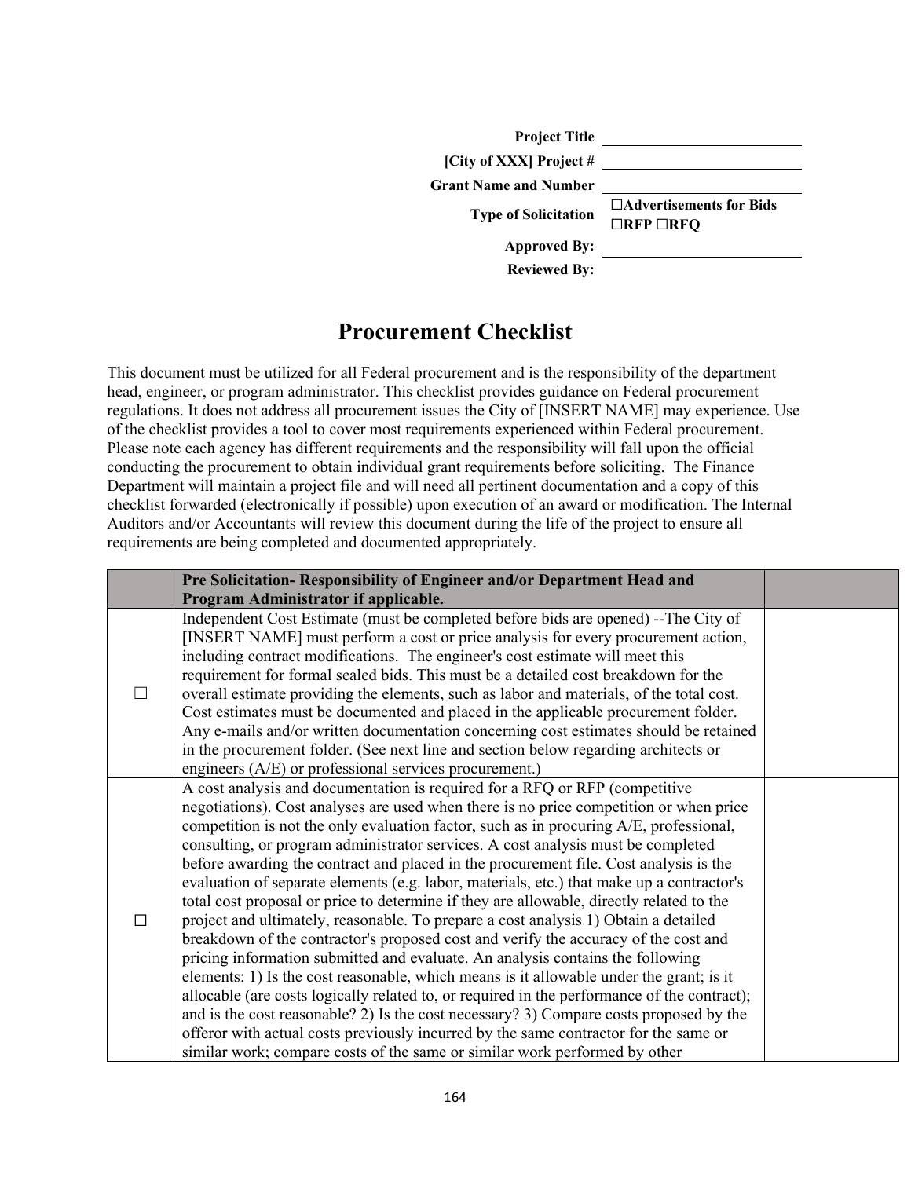| | |
|---|---|
| **Project Title** | |
| **[City of XXX] Project #** | |
| **Grant Name and Number** | |
| **Type of Solicitation** | ☐**Advertisements for Bids** ☐**RFP** ☐**RFQ** |
| **Approved By:** | |
| **Reviewed By:** | |

# Procurement Checklist

This document must be utilized for all Federal procurement and is the responsibility of the department head, engineer, or program administrator. This checklist provides guidance on Federal procurement regulations. It does not address all procurement issues the City of [INSERT NAME] may experience. Use of the checklist provides a tool to cover most requirements experienced within Federal procurement. Please note each agency has different requirements and the responsibility will fall upon the official conducting the procurement to obtain individual grant requirements before soliciting. The Finance Department will maintain a project file and will need all pertinent documentation and a copy of this checklist forwarded (electronically if possible) upon execution of an award or modification. The Internal Auditors and/or Accountants will review this document during the life of the project to ensure all requirements are being completed and documented appropriately.

| | **Pre Solicitation- Responsibility of Engineer and/or Department Head and Program Administrator if applicable.** | |
|---|---|---|
| ☐ | Independent Cost Estimate (must be completed before bids are opened) --The City of [INSERT NAME] must perform a cost or price analysis for every procurement action, including contract modifications. The engineer's cost estimate will meet this requirement for formal sealed bids. This must be a detailed cost breakdown for the overall estimate providing the elements, such as labor and materials, of the total cost. Cost estimates must be documented and placed in the applicable procurement folder. Any e-mails and/or written documentation concerning cost estimates should be retained in the procurement folder. (See next line and section below regarding architects or engineers (A/E) or professional services procurement.) | |
| ☐ | A cost analysis and documentation is required for a RFQ or RFP (competitive negotiations). Cost analyses are used when there is no price competition or when price competition is not the only evaluation factor, such as in procuring A/E, professional, consulting, or program administrator services. A cost analysis must be completed before awarding the contract and placed in the procurement file. Cost analysis is the evaluation of separate elements (e.g. labor, materials, etc.) that make up a contractor's total cost proposal or price to determine if they are allowable, directly related to the project and ultimately, reasonable. To prepare a cost analysis 1) Obtain a detailed breakdown of the contractor's proposed cost and verify the accuracy of the cost and pricing information submitted and evaluate. An analysis contains the following elements: 1) Is the cost reasonable, which means is it allowable under the grant; is it allocable (are costs logically related to, or required in the performance of the contract); and is the cost reasonable? 2) Is the cost necessary? 3) Compare costs proposed by the offeror with actual costs previously incurred by the same contractor for the same or similar work; compare costs of the same or similar work performed by other | |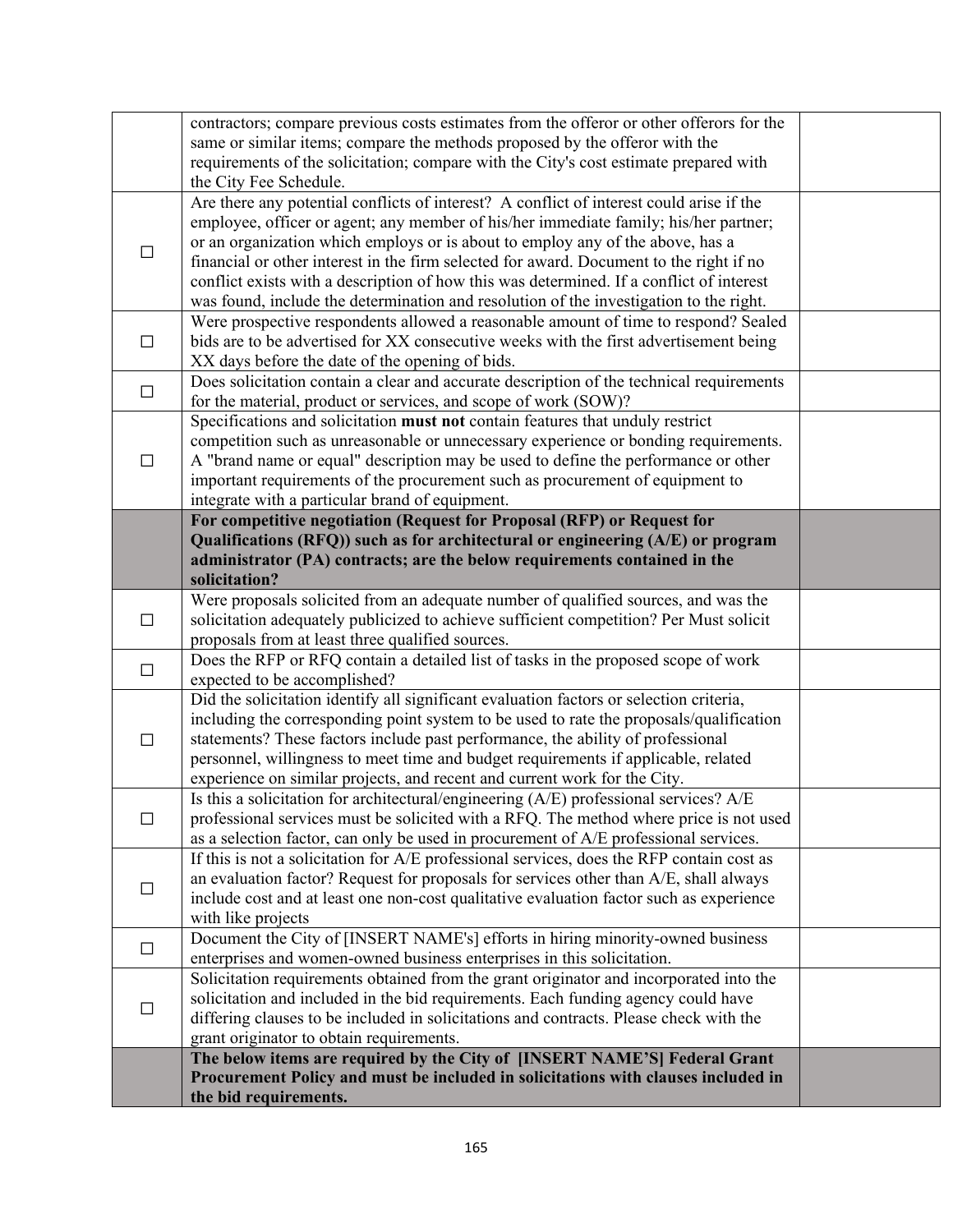| | | |
|---|---|---|
| | contractors; compare previous costs estimates from the offeror or other offerors for the same or similar items; compare the methods proposed by the offeror with the requirements of the solicitation; compare with the City's cost estimate prepared with the City Fee Schedule. | |
| ☐ | Are there any potential conflicts of interest? A conflict of interest could arise if the employee, officer or agent; any member of his/her immediate family; his/her partner; or an organization which employs or is about to employ any of the above, has a financial or other interest in the firm selected for award. Document to the right if no conflict exists with a description of how this was determined. If a conflict of interest was found, include the determination and resolution of the investigation to the right. | |
| ☐ | Were prospective respondents allowed a reasonable amount of time to respond? Sealed bids are to be advertised for XX consecutive weeks with the first advertisement being XX days before the date of the opening of bids. | |
| ☐ | Does solicitation contain a clear and accurate description of the technical requirements for the material, product or services, and scope of work (SOW)? | |
| ☐ | Specifications and solicitation **must not** contain features that unduly restrict competition such as unreasonable or unnecessary experience or bonding requirements. A "brand name or equal" description may be used to define the performance or other important requirements of the procurement such as procurement of equipment to integrate with a particular brand of equipment. | |
| | **For competitive negotiation (Request for Proposal (RFP) or Request for Qualifications (RFQ)) such as for architectural or engineering (A/E) or program administrator (PA) contracts; are the below requirements contained in the solicitation?** | |
| ☐ | Were proposals solicited from an adequate number of qualified sources, and was the solicitation adequately publicized to achieve sufficient competition? Per Must solicit proposals from at least three qualified sources. | |
| ☐ | Does the RFP or RFQ contain a detailed list of tasks in the proposed scope of work expected to be accomplished? | |
| ☐ | Did the solicitation identify all significant evaluation factors or selection criteria, including the corresponding point system to be used to rate the proposals/qualification statements? These factors include past performance, the ability of professional personnel, willingness to meet time and budget requirements if applicable, related experience on similar projects, and recent and current work for the City. | |
| ☐ | Is this a solicitation for architectural/engineering (A/E) professional services? A/E professional services must be solicited with a RFQ. The method where price is not used as a selection factor, can only be used in procurement of A/E professional services. | |
| ☐ | If this is not a solicitation for A/E professional services, does the RFP contain cost as an evaluation factor? Request for proposals for services other than A/E, shall always include cost and at least one non-cost qualitative evaluation factor such as experience with like projects | |
| ☐ | Document the City of [INSERT NAME's] efforts in hiring minority-owned business enterprises and women-owned business enterprises in this solicitation. | |
| ☐ | Solicitation requirements obtained from the grant originator and incorporated into the solicitation and included in the bid requirements. Each funding agency could have differing clauses to be included in solicitations and contracts. Please check with the grant originator to obtain requirements. | |
| | **The below items are required by the City of [INSERT NAME'S] Federal Grant Procurement Policy and must be included in solicitations with clauses included in the bid requirements.** | |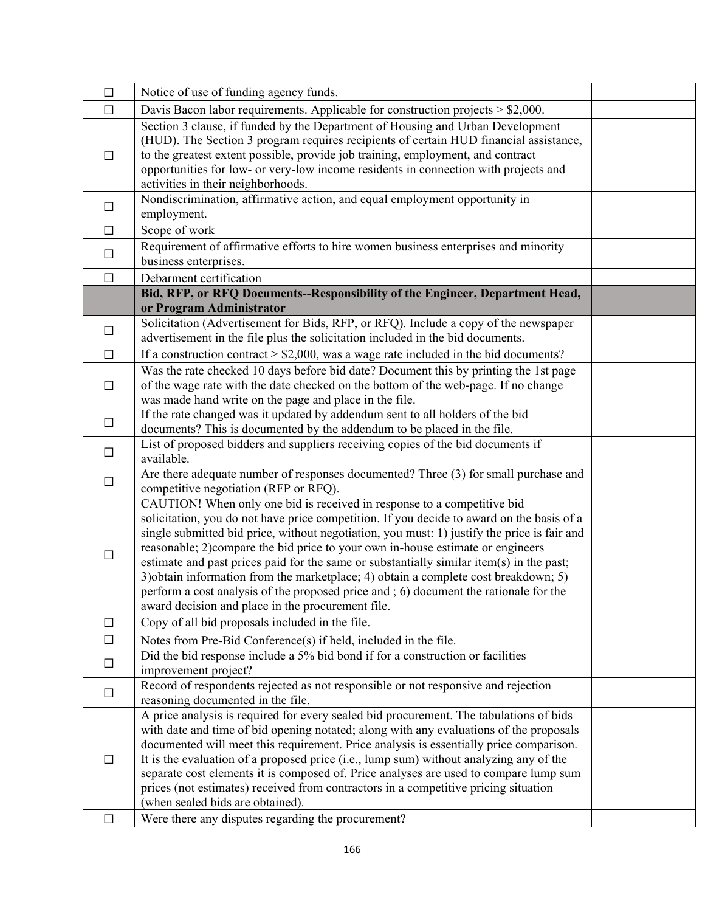| ☐ | Notice of use of funding agency funds. | |
|---|---|---|
| ☐ | Davis Bacon labor requirements. Applicable for construction projects > $2,000. | |
| ☐ | Section 3 clause, if funded by the Department of Housing and Urban Development (HUD). The Section 3 program requires recipients of certain HUD financial assistance, to the greatest extent possible, provide job training, employment, and contract opportunities for low- or very-low income residents in connection with projects and activities in their neighborhoods. | |
| ☐ | Nondiscrimination, affirmative action, and equal employment opportunity in employment. | |
| ☐ | Scope of work | |
| ☐ | Requirement of affirmative efforts to hire women business enterprises and minority business enterprises. | |
| ☐ | Debarment certification | |
| | **Bid, RFP, or RFQ Documents--Responsibility of the Engineer, Department Head, or Program Administrator** | |
| ☐ | Solicitation (Advertisement for Bids, RFP, or RFQ). Include a copy of the newspaper advertisement in the file plus the solicitation included in the bid documents. | |
| ☐ | If a construction contract > $2,000, was a wage rate included in the bid documents? | |
| ☐ | Was the rate checked 10 days before bid date? Document this by printing the 1st page of the wage rate with the date checked on the bottom of the web-page. If no change was made hand write on the page and place in the file. | |
| ☐ | If the rate changed was it updated by addendum sent to all holders of the bid documents? This is documented by the addendum to be placed in the file. | |
| ☐ | List of proposed bidders and suppliers receiving copies of the bid documents if available. | |
| ☐ | Are there adequate number of responses documented? Three (3) for small purchase and competitive negotiation (RFP or RFQ). | |
| ☐ | CAUTION! When only one bid is received in response to a competitive bid solicitation, you do not have price competition. If you decide to award on the basis of a single submitted bid price, without negotiation, you must: 1) justify the price is fair and reasonable; 2)compare the bid price to your own in-house estimate or engineers estimate and past prices paid for the same or substantially similar item(s) in the past; 3)obtain information from the marketplace; 4) obtain a complete cost breakdown; 5) perform a cost analysis of the proposed price and ; 6) document the rationale for the award decision and place in the procurement file. | |
| ☐ | Copy of all bid proposals included in the file. | |
| ☐ | Notes from Pre-Bid Conference(s) if held, included in the file. | |
| ☐ | Did the bid response include a 5% bid bond if for a construction or facilities improvement project? | |
| ☐ | Record of respondents rejected as not responsible or not responsive and rejection reasoning documented in the file. | |
| ☐ | A price analysis is required for every sealed bid procurement. The tabulations of bids with date and time of bid opening notated; along with any evaluations of the proposals documented will meet this requirement. Price analysis is essentially price comparison. It is the evaluation of a proposed price (i.e., lump sum) without analyzing any of the separate cost elements it is composed of. Price analyses are used to compare lump sum prices (not estimates) received from contractors in a competitive pricing situation (when sealed bids are obtained). | |
| ☐ | Were there any disputes regarding the procurement? | |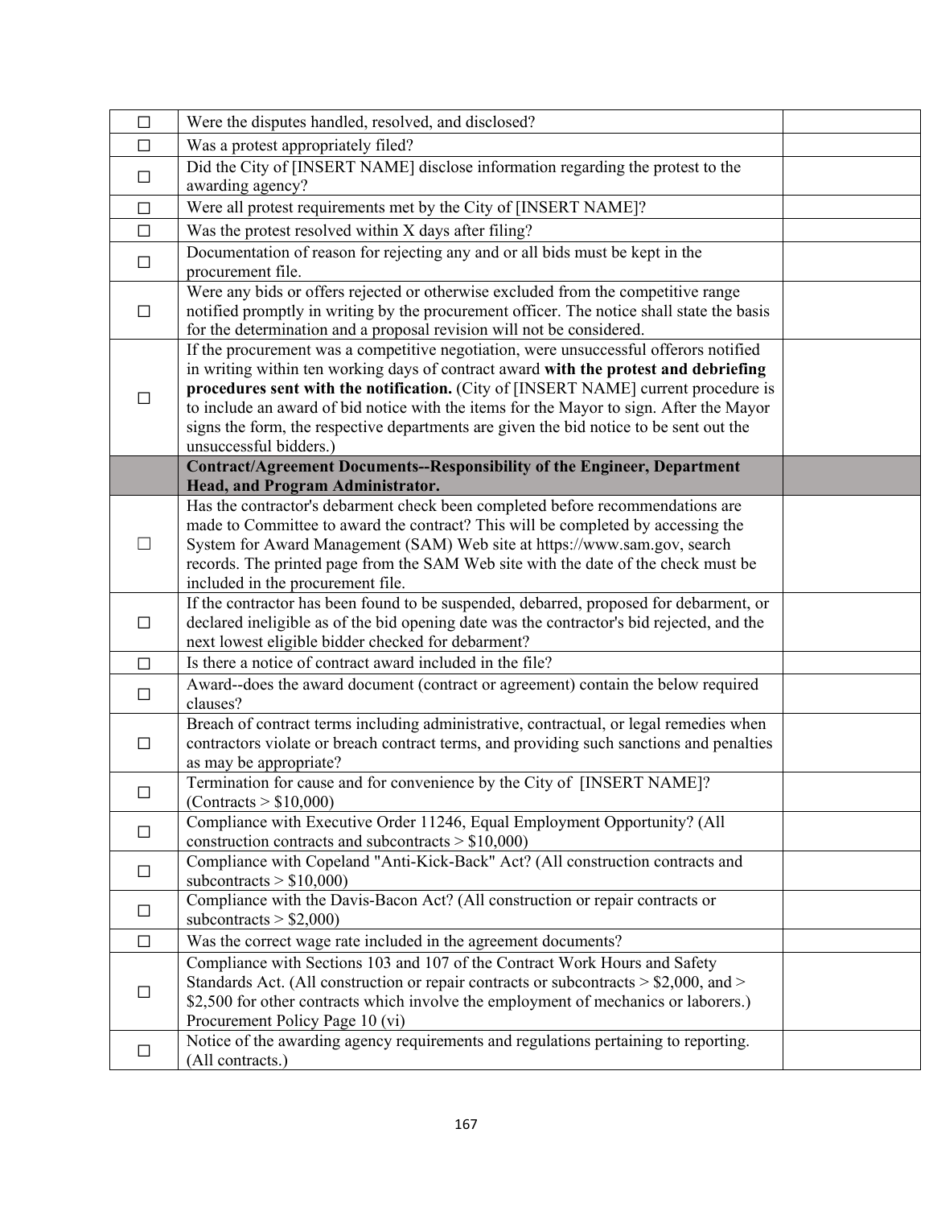| ☐ | Were the disputes handled, resolved, and disclosed? | |
|---|---|---|
| ☐ | Was a protest appropriately filed? | |
| ☐ | Did the City of [INSERT NAME] disclose information regarding the protest to the awarding agency? | |
| ☐ | Were all protest requirements met by the City of [INSERT NAME]? | |
| ☐ | Was the protest resolved within X days after filing? | |
| ☐ | Documentation of reason for rejecting any and or all bids must be kept in the procurement file. | |
| ☐ | Were any bids or offers rejected or otherwise excluded from the competitive range notified promptly in writing by the procurement officer. The notice shall state the basis for the determination and a proposal revision will not be considered. | |
| ☐ | If the procurement was a competitive negotiation, were unsuccessful offerors notified in writing within ten working days of contract award **with the protest and debriefing procedures sent with the notification.** (City of [INSERT NAME] current procedure is to include an award of bid notice with the items for the Mayor to sign. After the Mayor signs the form, the respective departments are given the bid notice to be sent out the unsuccessful bidders.) | |
| | **Contract/Agreement Documents--Responsibility of the Engineer, Department Head, and Program Administrator.** | |
| ☐ | Has the contractor's debarment check been completed before recommendations are made to Committee to award the contract? This will be completed by accessing the System for Award Management (SAM) Web site at https://www.sam.gov, search records. The printed page from the SAM Web site with the date of the check must be included in the procurement file. | |
| ☐ | If the contractor has been found to be suspended, debarred, proposed for debarment, or declared ineligible as of the bid opening date was the contractor's bid rejected, and the next lowest eligible bidder checked for debarment? | |
| ☐ | Is there a notice of contract award included in the file? | |
| ☐ | Award--does the award document (contract or agreement) contain the below required clauses? | |
| ☐ | Breach of contract terms including administrative, contractual, or legal remedies when contractors violate or breach contract terms, and providing such sanctions and penalties as may be appropriate? | |
| ☐ | Termination for cause and for convenience by the City of [INSERT NAME]? (Contracts > $10,000) | |
| ☐ | Compliance with Executive Order 11246, Equal Employment Opportunity? (All construction contracts and subcontracts > $10,000) | |
| ☐ | Compliance with Copeland "Anti-Kick-Back" Act? (All construction contracts and subcontracts > $10,000) | |
| ☐ | Compliance with the Davis-Bacon Act? (All construction or repair contracts or subcontracts > $2,000) | |
| ☐ | Was the correct wage rate included in the agreement documents? | |
| ☐ | Compliance with Sections 103 and 107 of the Contract Work Hours and Safety Standards Act. (All construction or repair contracts or subcontracts > $2,000, and > $2,500 for other contracts which involve the employment of mechanics or laborers.) Procurement Policy Page 10 (vi) | |
| ☐ | Notice of the awarding agency requirements and regulations pertaining to reporting. (All contracts.) | |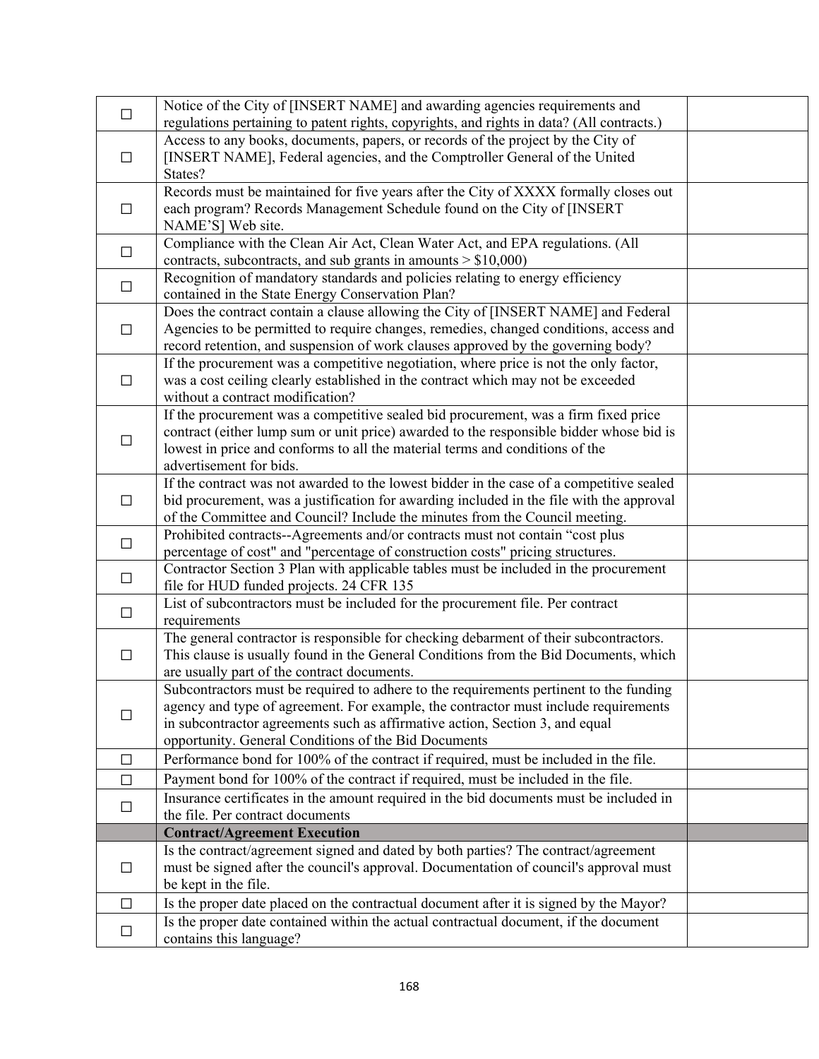| | | |
|---|---|---|
| ☐ | Notice of the City of [INSERT NAME] and awarding agencies requirements and regulations pertaining to patent rights, copyrights, and rights in data? (All contracts.) | |
| ☐ | Access to any books, documents, papers, or records of the project by the City of [INSERT NAME], Federal agencies, and the Comptroller General of the United States? | |
| ☐ | Records must be maintained for five years after the City of XXXX formally closes out each program? Records Management Schedule found on the City of [INSERT NAME'S] Web site. | |
| ☐ | Compliance with the Clean Air Act, Clean Water Act, and EPA regulations. (All contracts, subcontracts, and sub grants in amounts > $10,000) | |
| ☐ | Recognition of mandatory standards and policies relating to energy efficiency contained in the State Energy Conservation Plan? | |
| ☐ | Does the contract contain a clause allowing the City of [INSERT NAME] and Federal Agencies to be permitted to require changes, remedies, changed conditions, access and record retention, and suspension of work clauses approved by the governing body? | |
| ☐ | If the procurement was a competitive negotiation, where price is not the only factor, was a cost ceiling clearly established in the contract which may not be exceeded without a contract modification? | |
| ☐ | If the procurement was a competitive sealed bid procurement, was a firm fixed price contract (either lump sum or unit price) awarded to the responsible bidder whose bid is lowest in price and conforms to all the material terms and conditions of the advertisement for bids. | |
| ☐ | If the contract was not awarded to the lowest bidder in the case of a competitive sealed bid procurement, was a justification for awarding included in the file with the approval of the Committee and Council? Include the minutes from the Council meeting. | |
| ☐ | Prohibited contracts--Agreements and/or contracts must not contain "cost plus percentage of cost" and "percentage of construction costs" pricing structures. | |
| ☐ | Contractor Section 3 Plan with applicable tables must be included in the procurement file for HUD funded projects. 24 CFR 135 | |
| ☐ | List of subcontractors must be included for the procurement file. Per contract requirements | |
| ☐ | The general contractor is responsible for checking debarment of their subcontractors. This clause is usually found in the General Conditions from the Bid Documents, which are usually part of the contract documents. | |
| ☐ | Subcontractors must be required to adhere to the requirements pertinent to the funding agency and type of agreement. For example, the contractor must include requirements in subcontractor agreements such as affirmative action, Section 3, and equal opportunity. General Conditions of the Bid Documents | |
| ☐ | Performance bond for 100% of the contract if required, must be included in the file. | |
| ☐ | Payment bond for 100% of the contract if required, must be included in the file. | |
| ☐ | Insurance certificates in the amount required in the bid documents must be included in the file. Per contract documents | |
| | **Contract/Agreement Execution** | |
| ☐ | Is the contract/agreement signed and dated by both parties? The contract/agreement must be signed after the council's approval. Documentation of council's approval must be kept in the file. | |
| ☐ | Is the proper date placed on the contractual document after it is signed by the Mayor? | |
| ☐ | Is the proper date contained within the actual contractual document, if the document contains this language? | |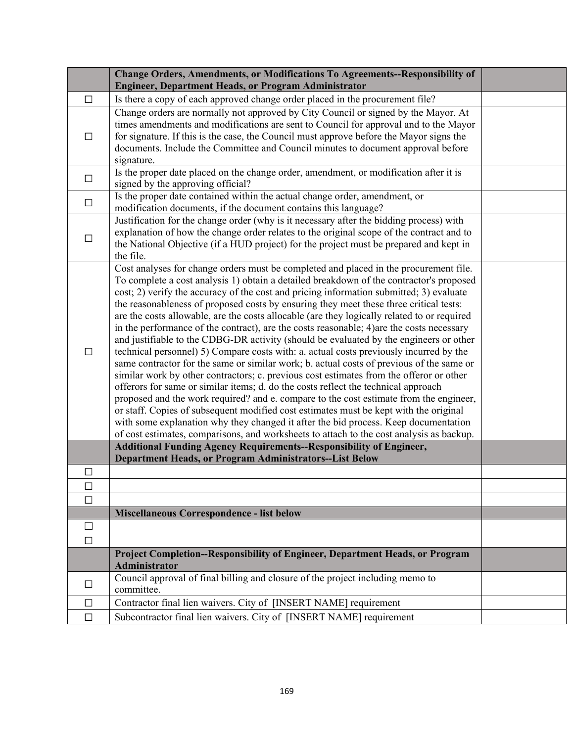| | | |
|---|---|---|
| | **Change Orders, Amendments, or Modifications To Agreements--Responsibility of Engineer, Department Heads, or Program Administrator** | |
| ☐ | Is there a copy of each approved change order placed in the procurement file? | |
| ☐ | Change orders are normally not approved by City Council or signed by the Mayor. At times amendments and modifications are sent to Council for approval and to the Mayor for signature. If this is the case, the Council must approve before the Mayor signs the documents. Include the Committee and Council minutes to document approval before signature. | |
| ☐ | Is the proper date placed on the change order, amendment, or modification after it is signed by the approving official? | |
| ☐ | Is the proper date contained within the actual change order, amendment, or modification documents, if the document contains this language? | |
| ☐ | Justification for the change order (why is it necessary after the bidding process) with explanation of how the change order relates to the original scope of the contract and to the National Objective (if a HUD project) for the project must be prepared and kept in the file. | |
| ☐ | Cost analyses for change orders must be completed and placed in the procurement file. To complete a cost analysis 1) obtain a detailed breakdown of the contractor's proposed cost; 2) verify the accuracy of the cost and pricing information submitted; 3) evaluate the reasonableness of proposed costs by ensuring they meet these three critical tests: are the costs allowable, are the costs allocable (are they logically related to or required in the performance of the contract), are the costs reasonable; 4)are the costs necessary and justifiable to the CDBG-DR activity (should be evaluated by the engineers or other technical personnel) 5) Compare costs with: a. actual costs previously incurred by the same contractor for the same or similar work; b. actual costs of previous of the same or similar work by other contractors; c. previous cost estimates from the offeror or other offerors for same or similar items; d. do the costs reflect the technical approach proposed and the work required? and e. compare to the cost estimate from the engineer, or staff. Copies of subsequent modified cost estimates must be kept with the original with some explanation why they changed it after the bid process. Keep documentation of cost estimates, comparisons, and worksheets to attach to the cost analysis as backup. | |
| | **Additional Funding Agency Requirements--Responsibility of Engineer, Department Heads, or Program Administrators--List Below** | |
| ☐ | | |
| ☐ | | |
| ☐ | | |
| | **Miscellaneous Correspondence - list below** | |
| ☐ | | |
| ☐ | | |
| | **Project Completion--Responsibility of Engineer, Department Heads, or Program Administrator** | |
| ☐ | Council approval of final billing and closure of the project including memo to committee. | |
| ☐ | Contractor final lien waivers. City of [INSERT NAME] requirement | |
| ☐ | Subcontractor final lien waivers. City of [INSERT NAME] requirement | |